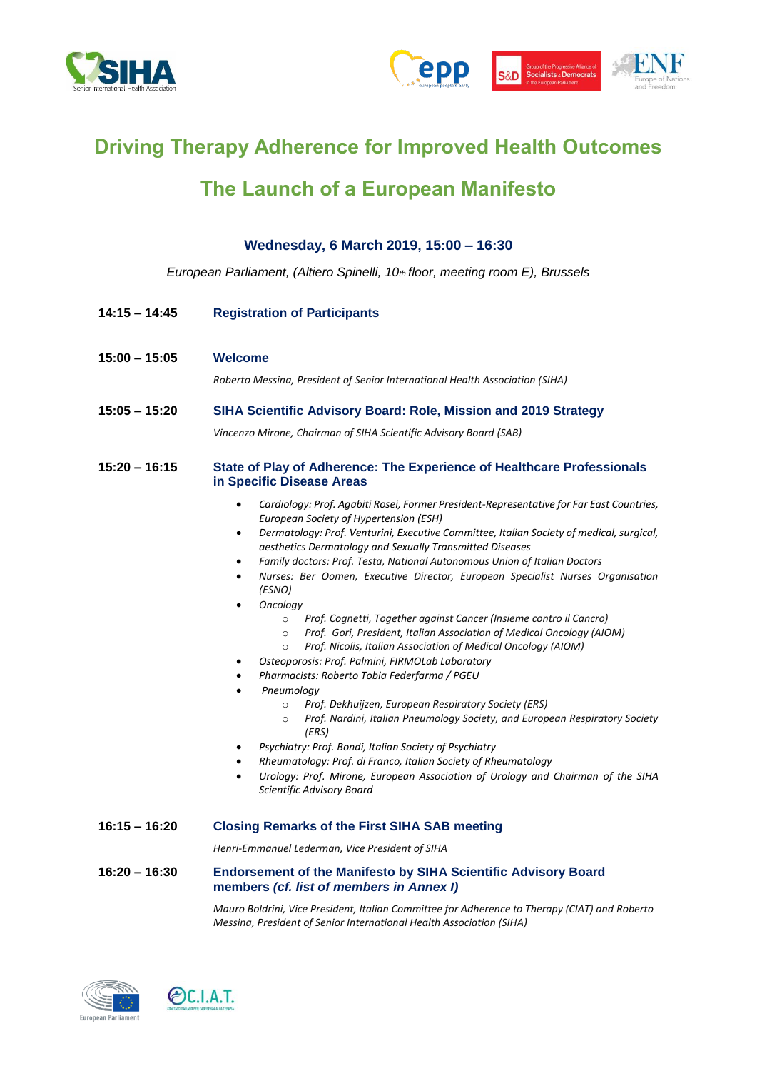# Driving Therapy Adherence for Improved Health Outcomes

## The Launch of a European Manifesto

**Wednesday, 6 March 2019, 15:00 – 16:30**

*European Parliament, (Altiero Spinelli, 10th floor, meeting room E), Brussels*

**14:15 – 14:45** **Registration of Participants**

**15:00 – 15:05** **Welcome**

*Roberto Messina, President of Senior International Health Association (SIHA)*

**15:05 – 15:20** **SIHA Scientific Advisory Board: Role, Mission and 2019 Strategy**

*Vincenzo Mirone, Chairman of SIHA Scientific Advisory Board (SAB)*

**15:20 – 16:15** **State of Play of Adherence: The Experience of Healthcare Professionals in Specific Disease Areas**

- *Cardiology: Prof. Agabiti Rosei, Former President-Representative for Far East Countries, European Society of Hypertension (ESH)*
- *Dermatology: Prof. Venturini, Executive Committee, Italian Society of medical, surgical, aesthetics Dermatology and Sexually Transmitted Diseases*
- *Family doctors: Prof. Testa, National Autonomous Union of Italian Doctors*
- *Nurses: Ber Oomen, Executive Director, European Specialist Nurses Organisation (ESNO)*
- *Oncology*
  - *Prof. Cognetti, Together against Cancer (Insieme contro il Cancro)*
  - *Prof. Gori, President, Italian Association of Medical Oncology (AIOM)*
  - *Prof. Nicolis, Italian Association of Medical Oncology (AIOM)*
- *Osteoporosis: Prof. Palmini, FIRMOLab Laboratory*
- *Pharmacists: Roberto Tobia Federfarma / PGEU*
- *Pneumology*
  - *Prof. Dekhuijzen, European Respiratory Society (ERS)*
  - *Prof. Nardini, Italian Pneumology Society, and European Respiratory Society (ERS)*
- *Psychiatry: Prof. Bondi, Italian Society of Psychiatry*
- *Rheumatology: Prof. di Franco, Italian Society of Rheumatology*
- *Urology: Prof. Mirone, European Association of Urology and Chairman of the SIHA Scientific Advisory Board*

**16:15 – 16:20** **Closing Remarks of the First SIHA SAB meeting**

*Henri-Emmanuel Lederman, Vice President of SIHA*

**16:20 – 16:30** **Endorsement of the Manifesto by SIHA Scientific Advisory Board members *(cf. list of members in Annex I)***

*Mauro Boldrini, Vice President, Italian Committee for Adherence to Therapy (CIAT) and Roberto Messina, President of Senior International Health Association (SIHA)*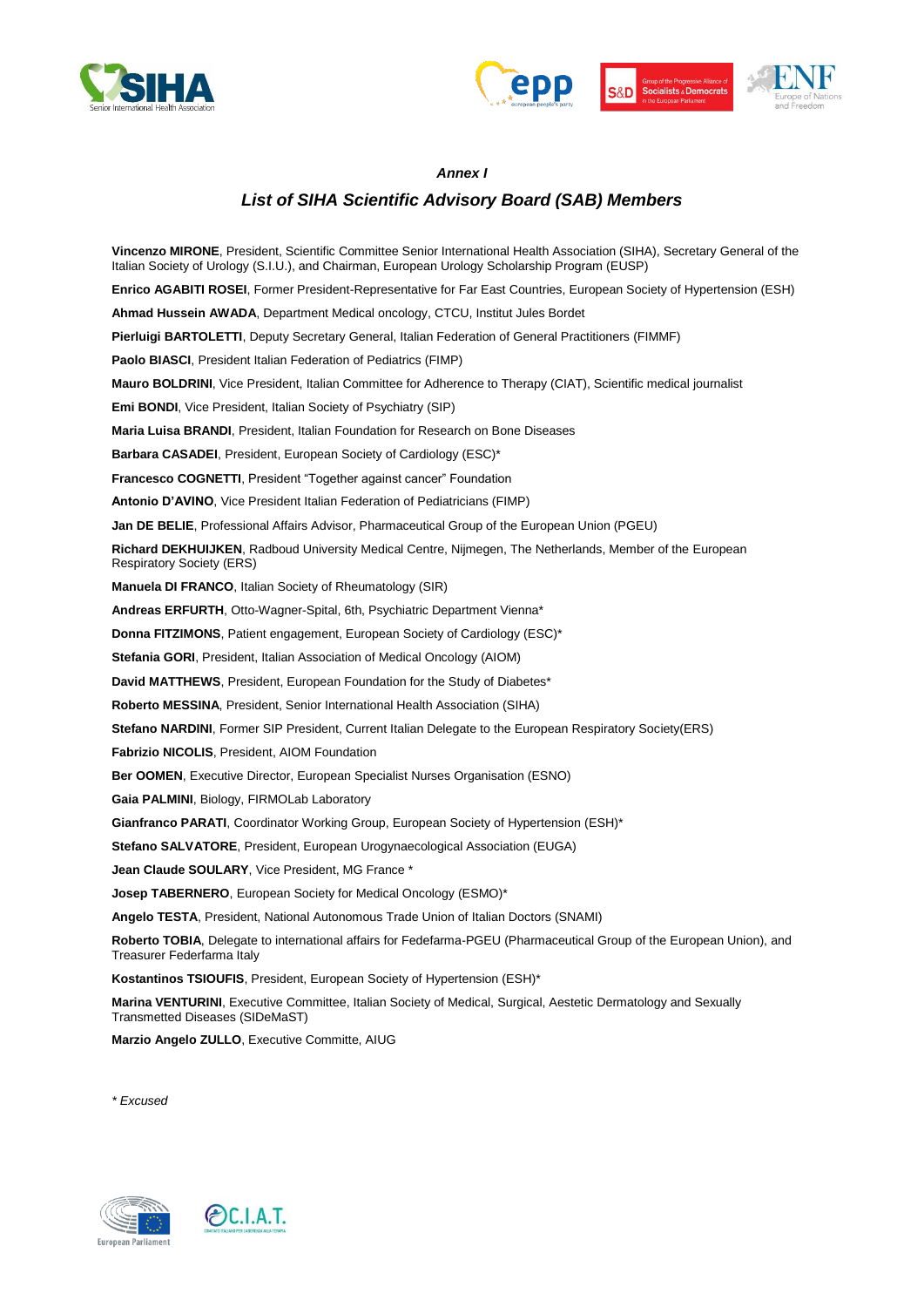*Annex I*

## *List of SIHA Scientific Advisory Board (SAB) Members*

**Vincenzo MIRONE**, President, Scientific Committee Senior International Health Association (SIHA), Secretary General of the Italian Society of Urology (S.I.U.), and Chairman, European Urology Scholarship Program (EUSP)

**Enrico AGABITI ROSEI**, Former President-Representative for Far East Countries, European Society of Hypertension (ESH)

**Ahmad Hussein AWADA**, Department Medical oncology, CTCU, Institut Jules Bordet

**Pierluigi BARTOLETTI**, Deputy Secretary General, Italian Federation of General Practitioners (FIMMF)

**Paolo BIASCI**, President Italian Federation of Pediatrics (FIMP)

**Mauro BOLDRINI**, Vice President, Italian Committee for Adherence to Therapy (CIAT), Scientific medical journalist

**Emi BONDI**, Vice President, Italian Society of Psychiatry (SIP)

**Maria Luisa BRANDI**, President, Italian Foundation for Research on Bone Diseases

**Barbara CASADEI**, President, European Society of Cardiology (ESC)*

**Francesco COGNETTI**, President "Together against cancer" Foundation

**Antonio D'AVINO**, Vice President Italian Federation of Pediatricians (FIMP)

**Jan DE BELIE**, Professional Affairs Advisor, Pharmaceutical Group of the European Union (PGEU)

**Richard DEKHUIJKEN**, Radboud University Medical Centre, Nijmegen, The Netherlands, Member of the European Respiratory Society (ERS)

**Manuela DI FRANCO**, Italian Society of Rheumatology (SIR)

**Andreas ERFURTH**, Otto-Wagner-Spital, 6th, Psychiatric Department Vienna*

**Donna FITZIMONS**, Patient engagement, European Society of Cardiology (ESC)*

**Stefania GORI**, President, Italian Association of Medical Oncology (AIOM)

**David MATTHEWS**, President, European Foundation for the Study of Diabetes*

**Roberto MESSINA**, President, Senior International Health Association (SIHA)

**Stefano NARDINI**, Former SIP President, Current Italian Delegate to the European Respiratory Society(ERS)

**Fabrizio NICOLIS**, President, AIOM Foundation

**Ber OOMEN**, Executive Director, European Specialist Nurses Organisation (ESNO)

**Gaia PALMINI**, Biology, FIRMOLab Laboratory

**Gianfranco PARATI**, Coordinator Working Group, European Society of Hypertension (ESH)*

**Stefano SALVATORE**, President, European Urogynaecological Association (EUGA)

**Jean Claude SOULARY**, Vice President, MG France *

**Josep TABERNERO**, European Society for Medical Oncology (ESMO)*

**Angelo TESTA**, President, National Autonomous Trade Union of Italian Doctors (SNAMI)

**Roberto TOBIA**, Delegate to international affairs for Fedefarma-PGEU (Pharmaceutical Group of the European Union), and Treasurer Federfarma Italy

**Kostantinos TSIOUFIS**, President, European Society of Hypertension (ESH)*

**Marina VENTURINI**, Executive Committee, Italian Society of Medical, Surgical, Aestetic Dermatology and Sexually Transmetted Diseases (SIDeMaST)

**Marzio Angelo ZULLO**, Executive Committe, AIUG

*\* Excused*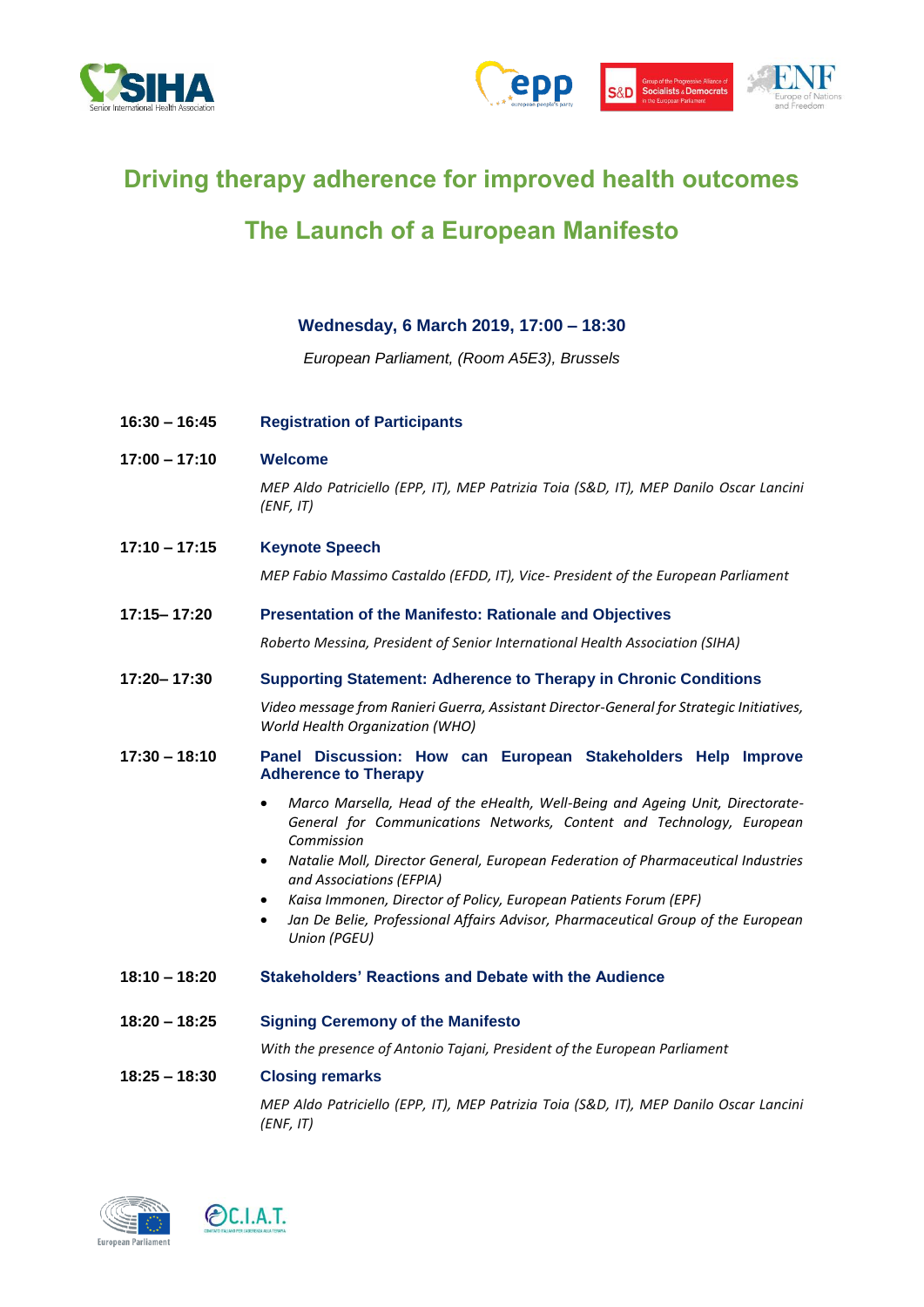# Driving therapy adherence for improved health outcomes

## The Launch of a European Manifesto

**Wednesday, 6 March 2019, 17:00 – 18:30**

*European Parliament, (Room A5E3), Brussels*

**16:30 – 16:45** **Registration of Participants**

**17:00 – 17:10** **Welcome**

*MEP Aldo Patriciello (EPP, IT), MEP Patrizia Toia (S&D, IT), MEP Danilo Oscar Lancini (ENF, IT)*

**17:10 – 17:15** **Keynote Speech**

*MEP Fabio Massimo Castaldo (EFDD, IT), Vice- President of the European Parliament*

**17:15– 17:20** **Presentation of the Manifesto: Rationale and Objectives**

*Roberto Messina, President of Senior International Health Association (SIHA)*

**17:20– 17:30** **Supporting Statement: Adherence to Therapy in Chronic Conditions**

*Video message from Ranieri Guerra, Assistant Director-General for Strategic Initiatives, World Health Organization (WHO)*

**17:30 – 18:10** **Panel Discussion: How can European Stakeholders Help Improve Adherence to Therapy**

- *Marco Marsella, Head of the eHealth, Well-Being and Ageing Unit, Directorate-General for Communications Networks, Content and Technology, European Commission*
- *Natalie Moll, Director General, European Federation of Pharmaceutical Industries and Associations (EFPIA)*
- *Kaisa Immonen, Director of Policy, European Patients Forum (EPF)*
- *Jan De Belie, Professional Affairs Advisor, Pharmaceutical Group of the European Union (PGEU)*

**18:10 – 18:20** **Stakeholders' Reactions and Debate with the Audience**

**18:20 – 18:25** **Signing Ceremony of the Manifesto**

*With the presence of Antonio Tajani, President of the European Parliament*

**18:25 – 18:30** **Closing remarks**

*MEP Aldo Patriciello (EPP, IT), MEP Patrizia Toia (S&D, IT), MEP Danilo Oscar Lancini (ENF, IT)*